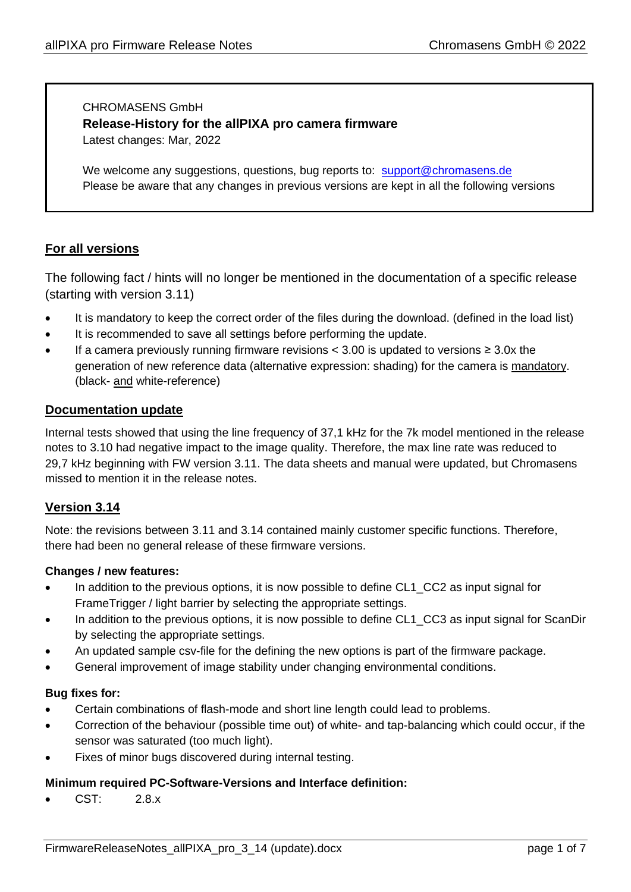CHROMASENS GmbH

**Release-History for the allPIXA pro camera firmware**

Latest changes: Mar, 2022

We welcome any suggestions, questions, bug reports to: [support@chromasens.de](mailto:support@chromasens.de)
Please be aware that any changes in previous versions are kept in all the following versions

## For all versions

The following fact / hints will no longer be mentioned in the documentation of a specific release (starting with version 3.11)

- It is mandatory to keep the correct order of the files during the download. (defined in the load list)
- It is recommended to save all settings before performing the update.
- If a camera previously running firmware revisions < 3.00 is updated to versions ≥ 3.0x the generation of new reference data (alternative expression: shading) for the camera is mandatory. (black- and white-reference)

## Documentation update

Internal tests showed that using the line frequency of 37,1 kHz for the 7k model mentioned in the release notes to 3.10 had negative impact to the image quality. Therefore, the max line rate was reduced to 29,7 kHz beginning with FW version 3.11. The data sheets and manual were updated, but Chromasens missed to mention it in the release notes.

## Version 3.14

Note: the revisions between 3.11 and 3.14 contained mainly customer specific functions. Therefore, there had been no general release of these firmware versions.

#### Changes / new features:

- In addition to the previous options, it is now possible to define CL1_CC2 as input signal for FrameTrigger / light barrier by selecting the appropriate settings.
- In addition to the previous options, it is now possible to define CL1_CC3 as input signal for ScanDir by selecting the appropriate settings.
- An updated sample csv-file for the defining the new options is part of the firmware package.
- General improvement of image stability under changing environmental conditions.

#### Bug fixes for:

- Certain combinations of flash-mode and short line length could lead to problems.
- Correction of the behaviour (possible time out) of white- and tap-balancing which could occur, if the sensor was saturated (too much light).
- Fixes of minor bugs discovered during internal testing.

#### Minimum required PC-Software-Versions and Interface definition:

- CST: 2.8.x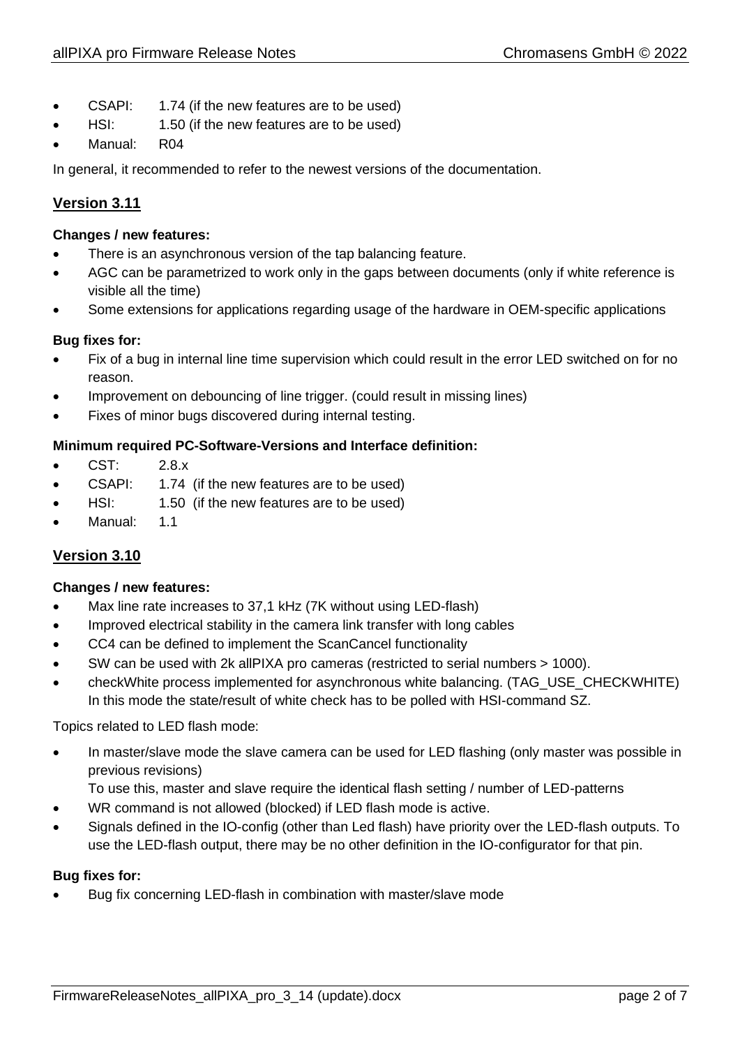- CSAPI: 1.74 (if the new features are to be used)
- HSI: 1.50 (if the new features are to be used)
- Manual: R04

In general, it recommended to refer to the newest versions of the documentation.

## Version 3.11

**Changes / new features:**

- There is an asynchronous version of the tap balancing feature.
- AGC can be parametrized to work only in the gaps between documents (only if white reference is visible all the time)
- Some extensions for applications regarding usage of the hardware in OEM-specific applications

**Bug fixes for:**

- Fix of a bug in internal line time supervision which could result in the error LED switched on for no reason.
- Improvement on debouncing of line trigger. (could result in missing lines)
- Fixes of minor bugs discovered during internal testing.

**Minimum required PC-Software-Versions and Interface definition:**

- CST: 2.8.x
- CSAPI: 1.74 (if the new features are to be used)
- HSI: 1.50 (if the new features are to be used)
- Manual: 1.1

## Version 3.10

**Changes / new features:**

- Max line rate increases to 37,1 kHz (7K without using LED-flash)
- Improved electrical stability in the camera link transfer with long cables
- CC4 can be defined to implement the ScanCancel functionality
- SW can be used with 2k allPIXA pro cameras (restricted to serial numbers > 1000).
- checkWhite process implemented for asynchronous white balancing. (TAG_USE_CHECKWHITE) In this mode the state/result of white check has to be polled with HSI-command SZ.

Topics related to LED flash mode:

- In master/slave mode the slave camera can be used for LED flashing (only master was possible in previous revisions)
  To use this, master and slave require the identical flash setting / number of LED-patterns
- WR command is not allowed (blocked) if LED flash mode is active.
- Signals defined in the IO-config (other than Led flash) have priority over the LED-flash outputs. To use the LED-flash output, there may be no other definition in the IO-configurator for that pin.

**Bug fixes for:**

- Bug fix concerning LED-flash in combination with master/slave mode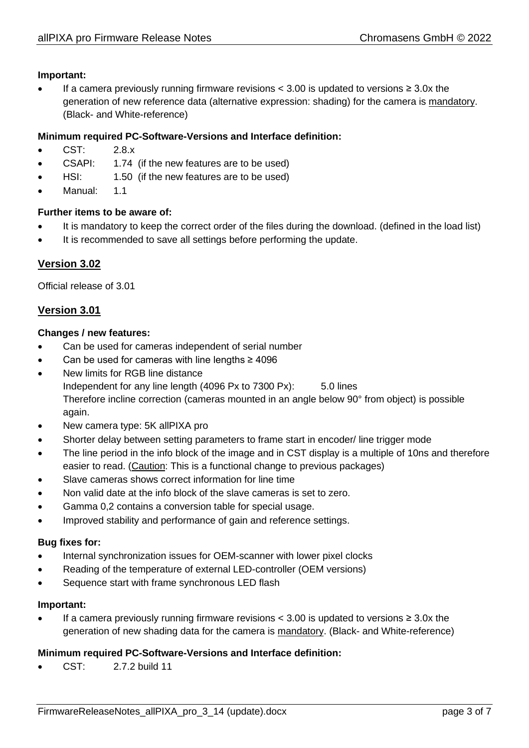**Important:**

- If a camera previously running firmware revisions < 3.00 is updated to versions ≥ 3.0x the generation of new reference data (alternative expression: shading) for the camera is <u>mandatory</u>. (Black- and White-reference)

**Minimum required PC-Software-Versions and Interface definition:**

- CST: 2.8.x
- CSAPI: 1.74 (if the new features are to be used)
- HSI: 1.50 (if the new features are to be used)
- Manual: 1.1

**Further items to be aware of:**

- It is mandatory to keep the correct order of the files during the download. (defined in the load list)
- It is recommended to save all settings before performing the update.

## <u>Version 3.02</u>

Official release of 3.01

## <u>Version 3.01</u>

**Changes / new features:**

- Can be used for cameras independent of serial number
- Can be used for cameras with line lengths ≥ 4096
- New limits for RGB line distance
  Independent for any line length (4096 Px to 7300 Px): 5.0 lines
  Therefore incline correction (cameras mounted in an angle below 90° from object) is possible again.
- New camera type: 5K allPIXA pro
- Shorter delay between setting parameters to frame start in encoder/ line trigger mode
- The line period in the info block of the image and in CST display is a multiple of 10ns and therefore easier to read. (<u>Caution</u>: This is a functional change to previous packages)
- Slave cameras shows correct information for line time
- Non valid date at the info block of the slave cameras is set to zero.
- Gamma 0,2 contains a conversion table for special usage.
- Improved stability and performance of gain and reference settings.

**Bug fixes for:**

- Internal synchronization issues for OEM-scanner with lower pixel clocks
- Reading of the temperature of external LED-controller (OEM versions)
- Sequence start with frame synchronous LED flash

**Important:**

- If a camera previously running firmware revisions < 3.00 is updated to versions ≥ 3.0x the generation of new shading data for the camera is <u>mandatory</u>. (Black- and White-reference)

**Minimum required PC-Software-Versions and Interface definition:**

- CST: 2.7.2 build 11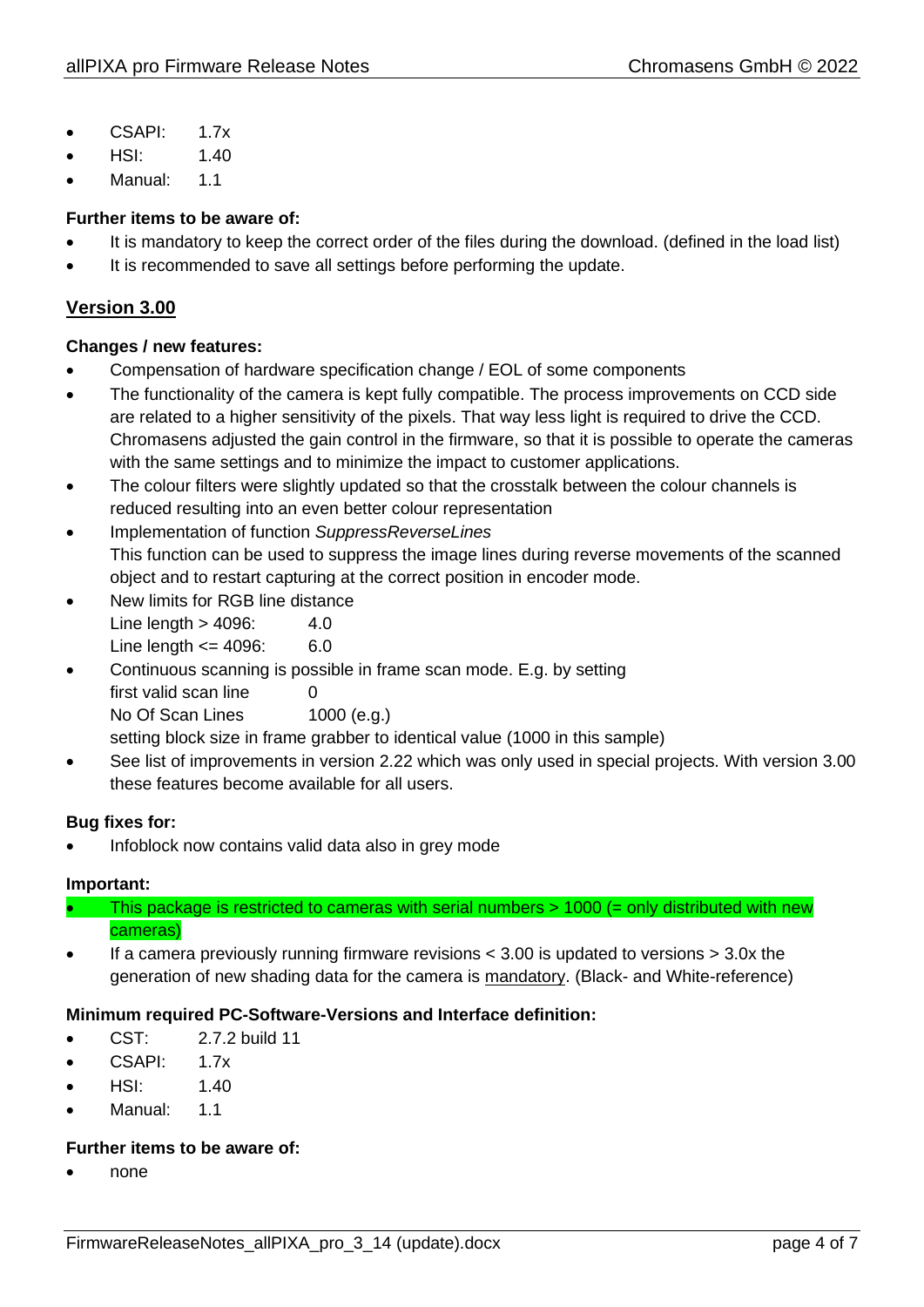- CSAPI: 1.7x
- HSI: 1.40
- Manual: 1.1

**Further items to be aware of:**

- It is mandatory to keep the correct order of the files during the download. (defined in the load list)
- It is recommended to save all settings before performing the update.

## Version 3.00

**Changes / new features:**

- Compensation of hardware specification change / EOL of some components
- The functionality of the camera is kept fully compatible. The process improvements on CCD side are related to a higher sensitivity of the pixels. That way less light is required to drive the CCD. Chromasens adjusted the gain control in the firmware, so that it is possible to operate the cameras with the same settings and to minimize the impact to customer applications.
- The colour filters were slightly updated so that the crosstalk between the colour channels is reduced resulting into an even better colour representation
- Implementation of function *SuppressReverseLines*
  This function can be used to suppress the image lines during reverse movements of the scanned object and to restart capturing at the correct position in encoder mode.
- New limits for RGB line distance
  Line length > 4096: 4.0
  Line length <= 4096: 6.0
- Continuous scanning is possible in frame scan mode. E.g. by setting
  first valid scan line 0
  No Of Scan Lines 1000 (e.g.)
  setting block size in frame grabber to identical value (1000 in this sample)
- See list of improvements in version 2.22 which was only used in special projects. With version 3.00 these features become available for all users.

**Bug fixes for:**

- Infoblock now contains valid data also in grey mode

**Important:**

- This package is restricted to cameras with serial numbers > 1000 (= only distributed with new cameras)
- If a camera previously running firmware revisions < 3.00 is updated to versions > 3.0x the generation of new shading data for the camera is mandatory. (Black- and White-reference)

**Minimum required PC-Software-Versions and Interface definition:**

- CST: 2.7.2 build 11
- CSAPI: 1.7x
- HSI: 1.40
- Manual: 1.1

**Further items to be aware of:**

- none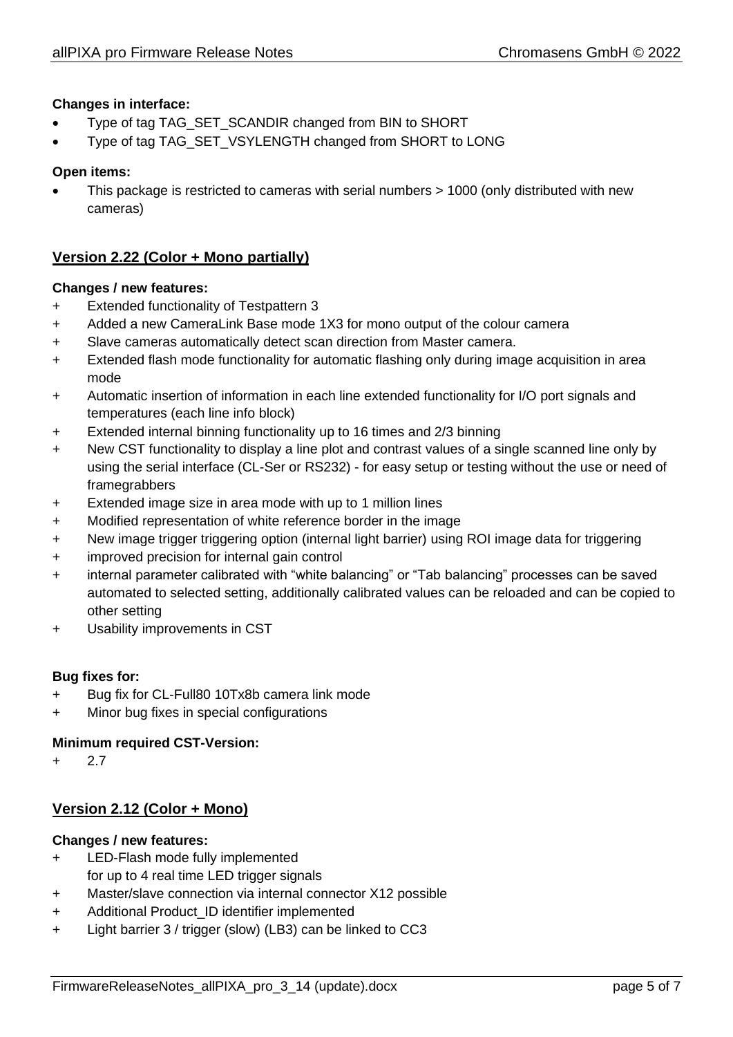**Changes in interface:**

- Type of tag TAG_SET_SCANDIR changed from BIN to SHORT
- Type of tag TAG_SET_VSYLENGTH changed from SHORT to LONG

**Open items:**

- This package is restricted to cameras with serial numbers > 1000 (only distributed with new cameras)

## Version 2.22 (Color + Mono partially)

**Changes / new features:**

+ Extended functionality of Testpattern 3
+ Added a new CameraLink Base mode 1X3 for mono output of the colour camera
+ Slave cameras automatically detect scan direction from Master camera.
+ Extended flash mode functionality for automatic flashing only during image acquisition in area mode
+ Automatic insertion of information in each line extended functionality for I/O port signals and temperatures (each line info block)
+ Extended internal binning functionality up to 16 times and 2/3 binning
+ New CST functionality to display a line plot and contrast values of a single scanned line only by using the serial interface (CL-Ser or RS232) - for easy setup or testing without the use or need of framegrabbers
+ Extended image size in area mode with up to 1 million lines
+ Modified representation of white reference border in the image
+ New image trigger triggering option (internal light barrier) using ROI image data for triggering
+ improved precision for internal gain control
+ internal parameter calibrated with “white balancing” or “Tab balancing” processes can be saved automated to selected setting, additionally calibrated values can be reloaded and can be copied to other setting
+ Usability improvements in CST

**Bug fixes for:**

+ Bug fix for CL-Full80 10Tx8b camera link mode
+ Minor bug fixes in special configurations

**Minimum required CST-Version:**

+ 2.7

## Version 2.12 (Color + Mono)

**Changes / new features:**

+ LED-Flash mode fully implemented
  for up to 4 real time LED trigger signals
+ Master/slave connection via internal connector X12 possible
+ Additional Product_ID identifier implemented
+ Light barrier 3 / trigger (slow) (LB3) can be linked to CC3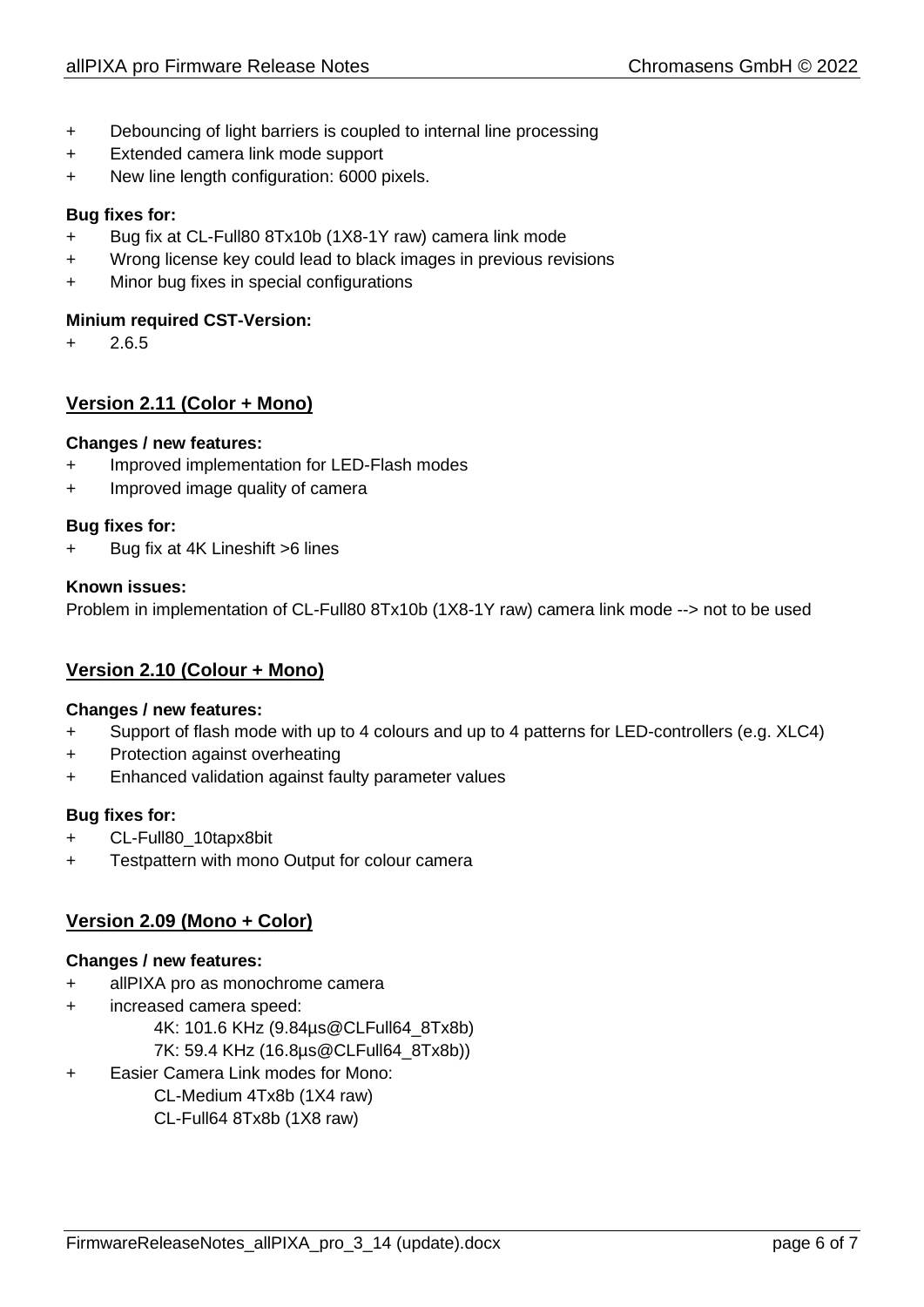+ Debouncing of light barriers is coupled to internal line processing
+ Extended camera link mode support
+ New line length configuration: 6000 pixels.

**Bug fixes for:**

+ Bug fix at CL-Full80 8Tx10b (1X8-1Y raw) camera link mode
+ Wrong license key could lead to black images in previous revisions
+ Minor bug fixes in special configurations

**Minium required CST-Version:**

+ 2.6.5

## Version 2.11 (Color + Mono)

**Changes / new features:**

+ Improved implementation for LED-Flash modes
+ Improved image quality of camera

**Bug fixes for:**

+ Bug fix at 4K Lineshift >6 lines

**Known issues:**

Problem in implementation of CL-Full80 8Tx10b (1X8-1Y raw) camera link mode --> not to be used

## Version 2.10 (Colour + Mono)

**Changes / new features:**

+ Support of flash mode with up to 4 colours and up to 4 patterns for LED-controllers (e.g. XLC4)
+ Protection against overheating
+ Enhanced validation against faulty parameter values

**Bug fixes for:**

+ CL-Full80_10tapx8bit
+ Testpattern with mono Output for colour camera

## Version 2.09 (Mono + Color)

**Changes / new features:**

+ allPIXA pro as monochrome camera
+ increased camera speed:
  - 4K: 101.6 KHz (9.84µs@CLFull64_8Tx8b)
  - 7K: 59.4 KHz (16.8µs@CLFull64_8Tx8b))
+ Easier Camera Link modes for Mono:
  - CL-Medium 4Tx8b (1X4 raw)
  - CL-Full64 8Tx8b (1X8 raw)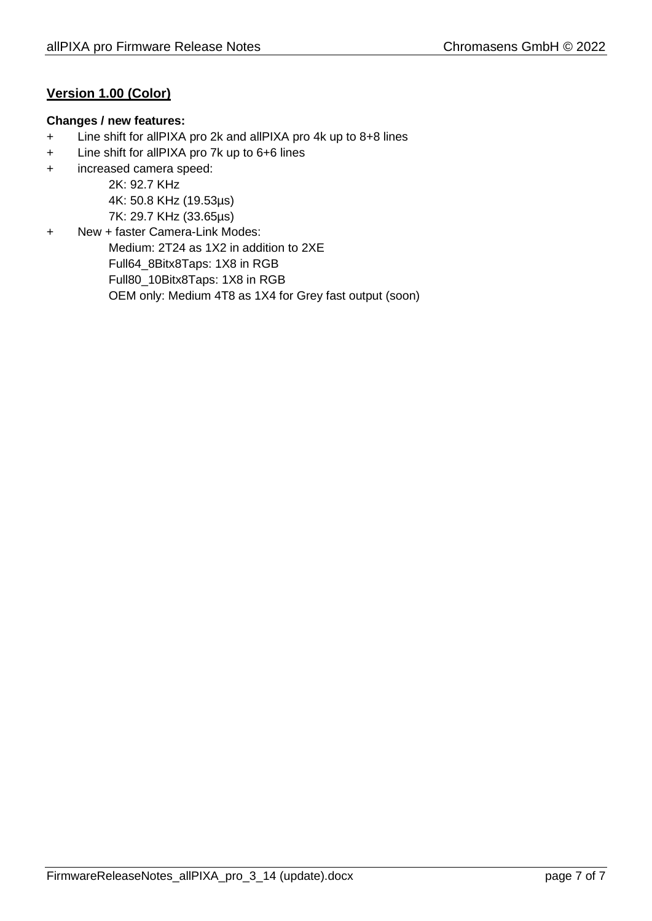## Version 1.00 (Color)

**Changes / new features:**

- \+ Line shift for allPIXA pro 2k and allPIXA pro 4k up to 8+8 lines
- \+ Line shift for allPIXA pro 7k up to 6+6 lines
- \+ increased camera speed:
  - 2K: 92.7 KHz
  - 4K: 50.8 KHz (19.53µs)
  - 7K: 29.7 KHz (33.65µs)
- \+ New + faster Camera-Link Modes:
  - Medium: 2T24 as 1X2 in addition to 2XE
  - Full64_8Bitx8Taps: 1X8 in RGB
  - Full80_10Bitx8Taps: 1X8 in RGB
  - OEM only: Medium 4T8 as 1X4 for Grey fast output (soon)